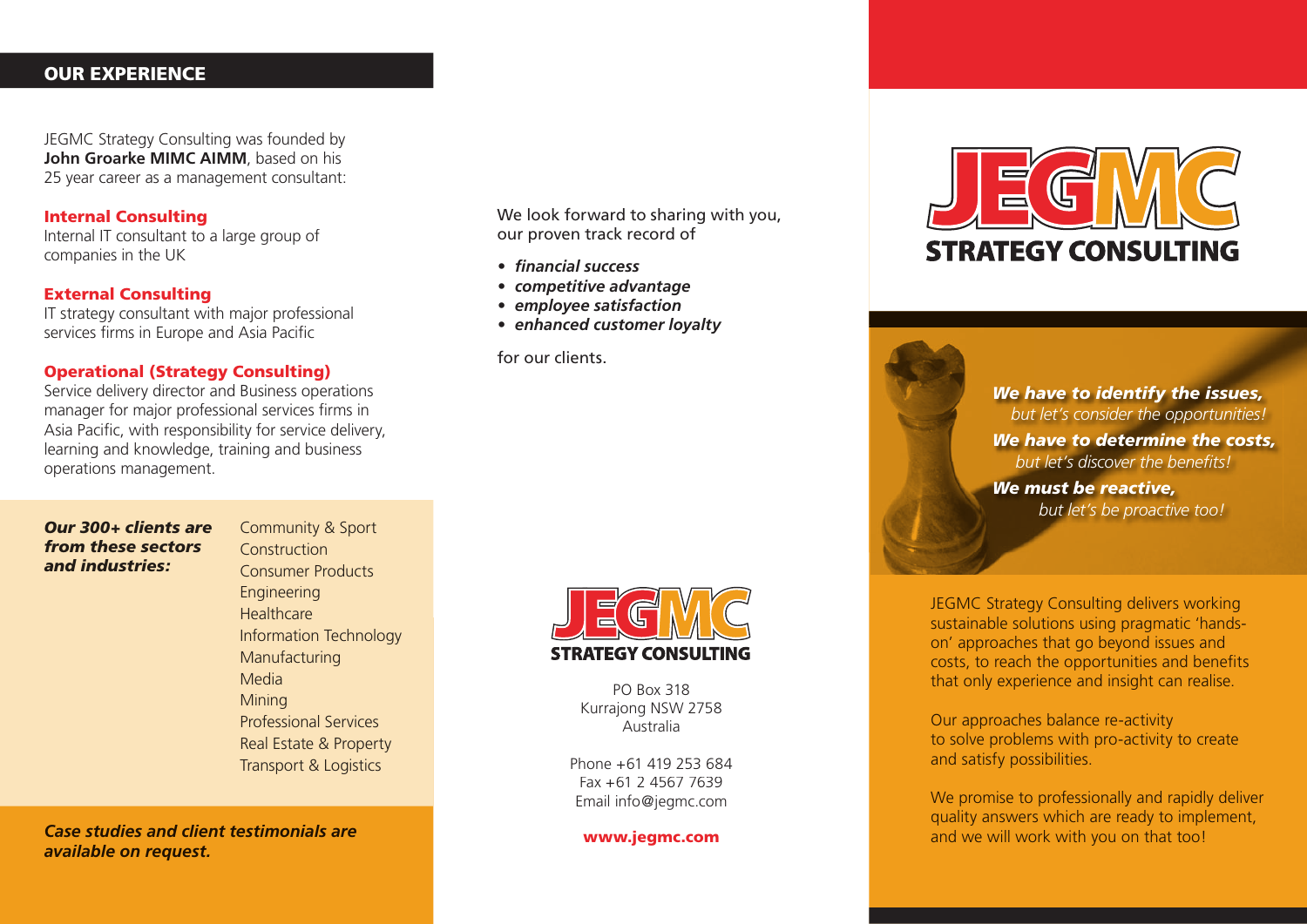## OUR EXPERIENCE

JEGMC Strategy Consulting was founded by **John Groarke MIMC AIMM**, based on his 25 year career as a management consultant:

**Internal Consulting**
Internal IT consultant to a large group of companies in the UK

**External Consulting**
IT strategy consultant with major professional services firms in Europe and Asia Pacific

**Operational (Strategy Consulting)**
Service delivery director and Business operations manager for major professional services firms in Asia Pacific, with responsibility for service delivery, learning and knowledge, training and business operations management.

***Our 300+ clients are from these sectors and industries:***

- Community & Sport
- Construction
- Consumer Products
- Engineering
- Healthcare
- Information Technology
- Manufacturing
- Media
- Mining
- Professional Services
- Real Estate & Property
- Transport & Logistics

***Case studies and client testimonials are available on request.***

We look forward to sharing with you, our proven track record of

- ***financial success***
- ***competitive advantage***
- ***employee satisfaction***
- ***enhanced customer loyalty***

for our clients.

JEGMC STRATEGY CONSULTING

PO Box 318
Kurrajong NSW 2758
Australia

Phone +61 419 253 684
Fax +61 2 4567 7639
Email info@jegmc.com

**www.jegmc.com**

# JEGMC STRATEGY CONSULTING

***We have to identify the issues,***
*but let's consider the opportunities!*
***We have to determine the costs,***
*but let's discover the benefits!*
***We must be reactive,***
*but let's be proactive too!*

JEGMC Strategy Consulting delivers working sustainable solutions using pragmatic 'hands-on' approaches that go beyond issues and costs, to reach the opportunities and benefits that only experience and insight can realise.

Our approaches balance re-activity to solve problems with pro-activity to create and satisfy possibilities.

We promise to professionally and rapidly deliver quality answers which are ready to implement, and we will work with you on that too!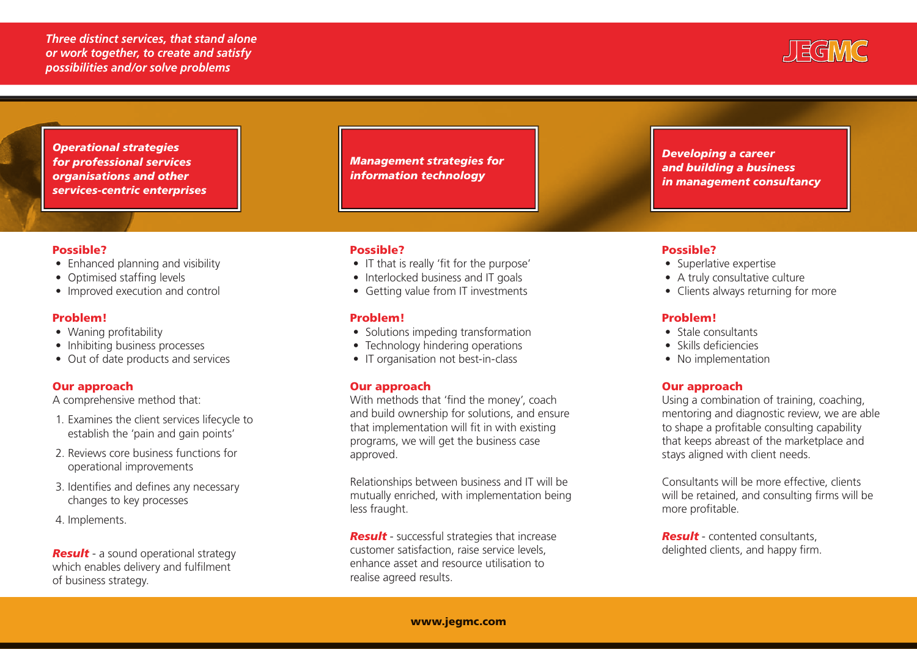*Three distinct services, that stand alone or work together, to create and satisfy possibilities and/or solve problems*

JEGMC

## *Operational strategies for professional services organisations and other services-centric enterprises*

**Possible?**

- Enhanced planning and visibility
- Optimised staffing levels
- Improved execution and control

**Problem!**

- Waning profitability
- Inhibiting business processes
- Out of date products and services

**Our approach**

A comprehensive method that:

1. Examines the client services lifecycle to establish the 'pain and gain points'
2. Reviews core business functions for operational improvements
3. Identifies and defines any necessary changes to key processes
4. Implements.

***Result*** - a sound operational strategy which enables delivery and fulfilment of business strategy.

## *Management strategies for information technology*

**Possible?**

- IT that is really 'fit for the purpose'
- Interlocked business and IT goals
- Getting value from IT investments

**Problem!**

- Solutions impeding transformation
- Technology hindering operations
- IT organisation not best-in-class

**Our approach**

With methods that 'find the money', coach and build ownership for solutions, and ensure that implementation will fit in with existing programs, we will get the business case approved.

Relationships between business and IT will be mutually enriched, with implementation being less fraught.

***Result*** - successful strategies that increase customer satisfaction, raise service levels, enhance asset and resource utilisation to realise agreed results.

## *Developing a career and building a business in management consultancy*

**Possible?**

- Superlative expertise
- A truly consultative culture
- Clients always returning for more

**Problem!**

- Stale consultants
- Skills deficiencies
- No implementation

**Our approach**

Using a combination of training, coaching, mentoring and diagnostic review, we are able to shape a profitable consulting capability that keeps abreast of the marketplace and stays aligned with client needs.

Consultants will be more effective, clients will be retained, and consulting firms will be more profitable.

***Result*** - contented consultants, delighted clients, and happy firm.

**www.jegmc.com**